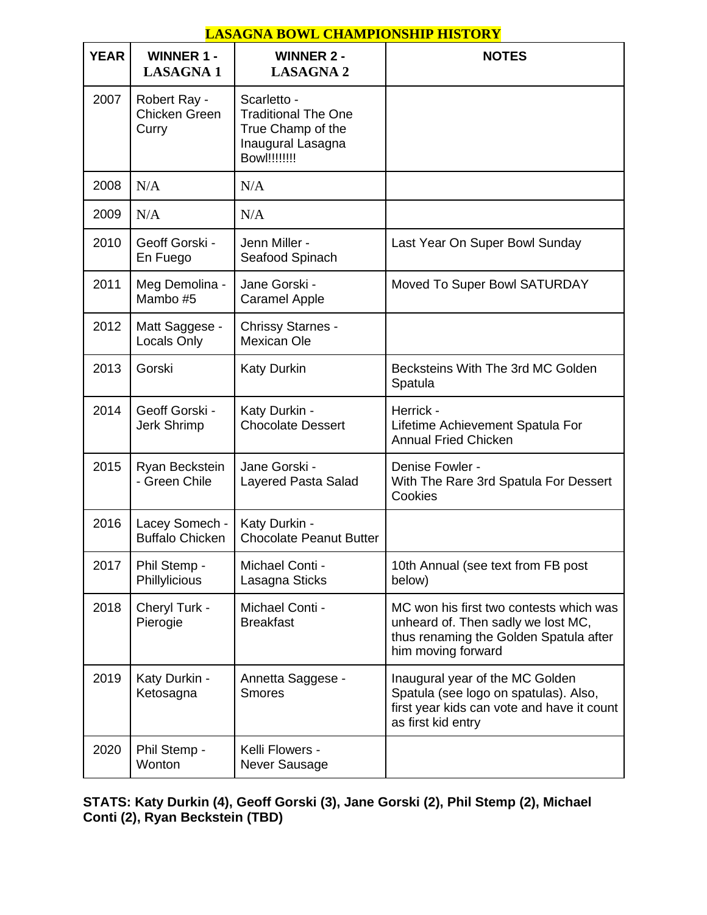# LASAGNA BOWL CHAMPIONSHIP HISTORY

| YEAR | WINNER 1 - LASAGNA 1 | WINNER 2 - LASAGNA 2 | NOTES |
|---|---|---|---|
| 2007 | Robert Ray - Chicken Green Curry | Scarletto - Traditional The One True Champ of the Inaugural Lasagna Bowl!!!!!!!! | |
| 2008 | N/A | N/A | |
| 2009 | N/A | N/A | |
| 2010 | Geoff Gorski - En Fuego | Jenn Miller - Seafood Spinach | Last Year On Super Bowl Sunday |
| 2011 | Meg Demolina - Mambo #5 | Jane Gorski - Caramel Apple | Moved To Super Bowl SATURDAY |
| 2012 | Matt Saggese - Locals Only | Chrissy Starnes - Mexican Ole | |
| 2013 | Gorski | Katy Durkin | Becksteins With The 3rd MC Golden Spatula |
| 2014 | Geoff Gorski - Jerk Shrimp | Katy Durkin - Chocolate Dessert | Herrick - Lifetime Achievement Spatula For Annual Fried Chicken |
| 2015 | Ryan Beckstein - Green Chile | Jane Gorski - Layered Pasta Salad | Denise Fowler - With The Rare 3rd Spatula For Dessert Cookies |
| 2016 | Lacey Somech - Buffalo Chicken | Katy Durkin - Chocolate Peanut Butter | |
| 2017 | Phil Stemp - Phillylicious | Michael Conti - Lasagna Sticks | 10th Annual (see text from FB post below) |
| 2018 | Cheryl Turk - Pierogie | Michael Conti - Breakfast | MC won his first two contests which was unheard of. Then sadly we lost MC, thus renaming the Golden Spatula after him moving forward |
| 2019 | Katy Durkin - Ketosagna | Annetta Saggese - Smores | Inaugural year of the MC Golden Spatula (see logo on spatulas). Also, first year kids can vote and have it count as first kid entry |
| 2020 | Phil Stemp - Wonton | Kelli Flowers - Never Sausage | |

**STATS: Katy Durkin (4), Geoff Gorski (3), Jane Gorski (2), Phil Stemp (2), Michael Conti (2), Ryan Beckstein (TBD)**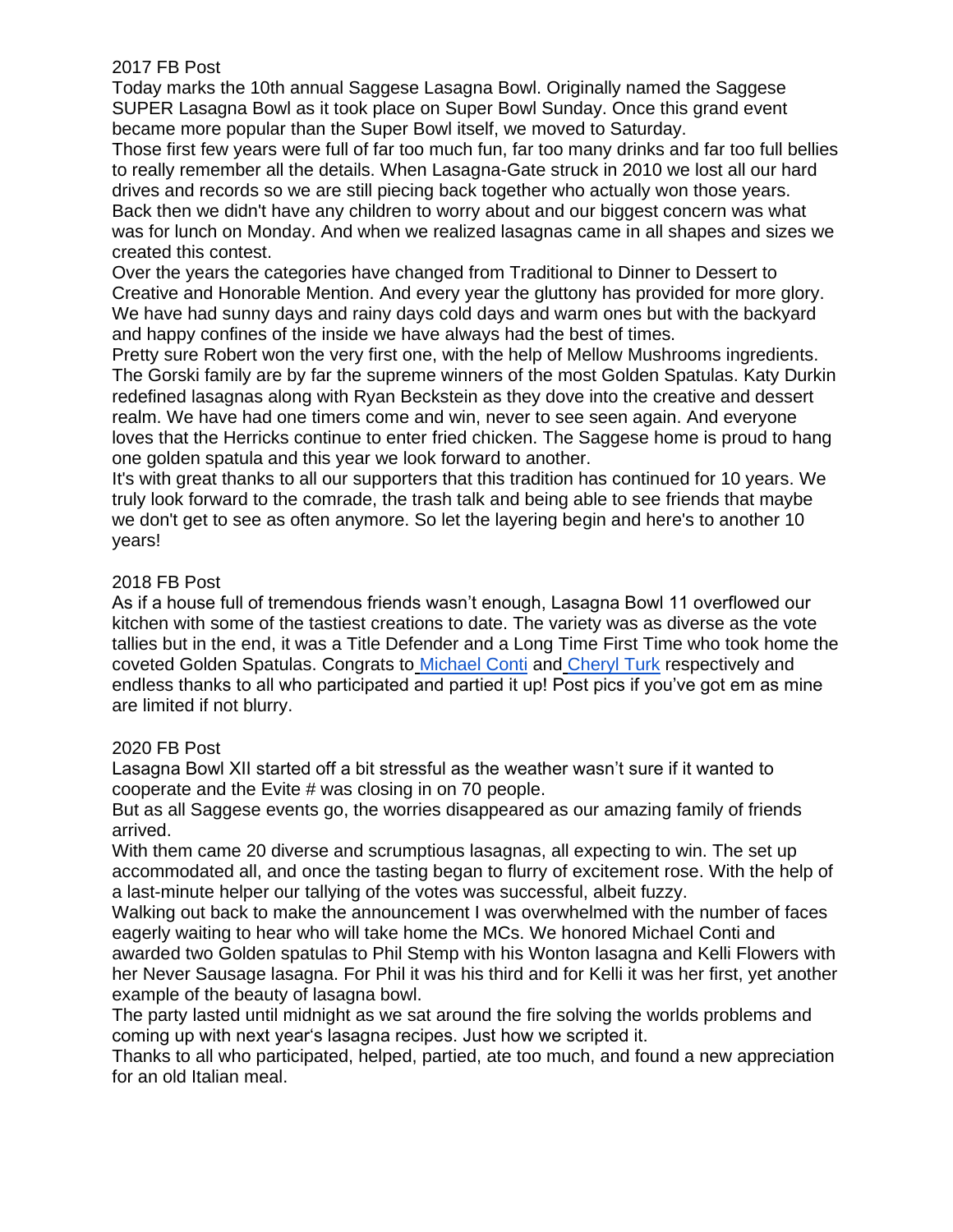2017 FB Post

Today marks the 10th annual Saggese Lasagna Bowl. Originally named the Saggese SUPER Lasagna Bowl as it took place on Super Bowl Sunday. Once this grand event became more popular than the Super Bowl itself, we moved to Saturday.

Those first few years were full of far too much fun, far too many drinks and far too full bellies to really remember all the details. When Lasagna-Gate struck in 2010 we lost all our hard drives and records so we are still piecing back together who actually won those years.

Back then we didn't have any children to worry about and our biggest concern was what was for lunch on Monday. And when we realized lasagnas came in all shapes and sizes we created this contest.

Over the years the categories have changed from Traditional to Dinner to Dessert to Creative and Honorable Mention. And every year the gluttony has provided for more glory. We have had sunny days and rainy days cold days and warm ones but with the backyard and happy confines of the inside we have always had the best of times.

Pretty sure Robert won the very first one, with the help of Mellow Mushrooms ingredients. The Gorski family are by far the supreme winners of the most Golden Spatulas. Katy Durkin redefined lasagnas along with Ryan Beckstein as they dove into the creative and dessert realm. We have had one timers come and win, never to see seen again. And everyone loves that the Herricks continue to enter fried chicken. The Saggese home is proud to hang one golden spatula and this year we look forward to another.

It's with great thanks to all our supporters that this tradition has continued for 10 years. We truly look forward to the comrade, the trash talk and being able to see friends that maybe we don't get to see as often anymore. So let the layering begin and here's to another 10 years!

2018 FB Post

As if a house full of tremendous friends wasn't enough, Lasagna Bowl 11 overflowed our kitchen with some of the tastiest creations to date. The variety was as diverse as the vote tallies but in the end, it was a Title Defender and a Long Time First Time who took home the coveted Golden Spatulas. Congrats to Michael Conti and Cheryl Turk respectively and endless thanks to all who participated and partied it up! Post pics if you've got em as mine are limited if not blurry.

2020 FB Post

Lasagna Bowl XII started off a bit stressful as the weather wasn't sure if it wanted to cooperate and the Evite # was closing in on 70 people.

But as all Saggese events go, the worries disappeared as our amazing family of friends arrived.

With them came 20 diverse and scrumptious lasagnas, all expecting to win. The set up accommodated all, and once the tasting began to flurry of excitement rose. With the help of a last-minute helper our tallying of the votes was successful, albeit fuzzy.

Walking out back to make the announcement I was overwhelmed with the number of faces eagerly waiting to hear who will take home the MCs. We honored Michael Conti and awarded two Golden spatulas to Phil Stemp with his Wonton lasagna and Kelli Flowers with her Never Sausage lasagna. For Phil it was his third and for Kelli it was her first, yet another example of the beauty of lasagna bowl.

The party lasted until midnight as we sat around the fire solving the worlds problems and coming up with next year's lasagna recipes. Just how we scripted it.

Thanks to all who participated, helped, partied, ate too much, and found a new appreciation for an old Italian meal.